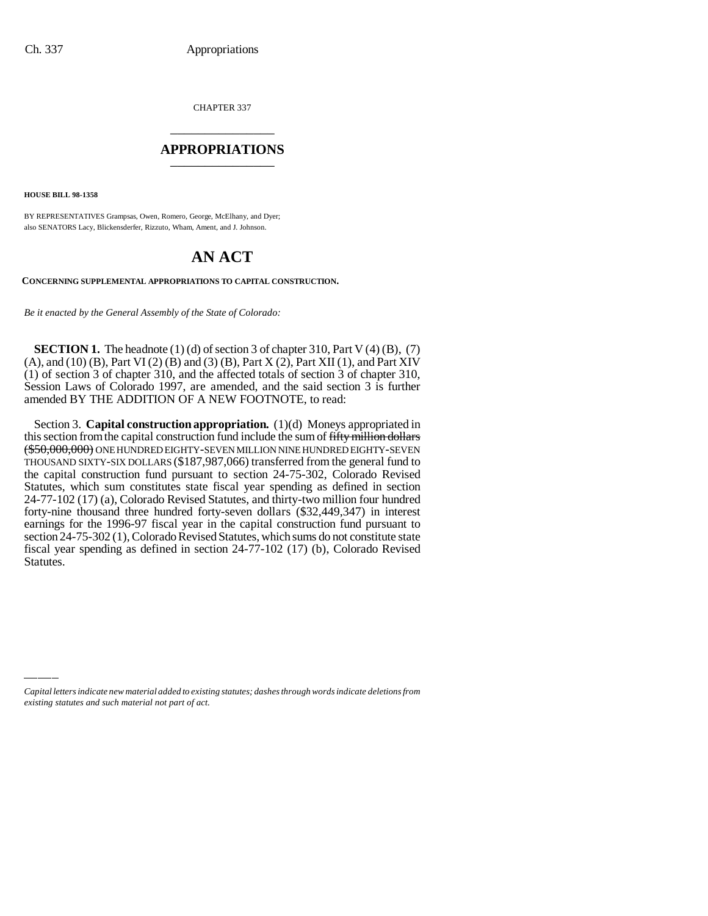CHAPTER 337

## APPROPRIATIONS

**HOUSE BILL 98-1358**

BY REPRESENTATIVES Grampsas, Owen, Romero, George, McElhany, and Dyer;
also SENATORS Lacy, Blickensderfer, Rizzuto, Wham, Ament, and J. Johnson.

# AN ACT

**CONCERNING SUPPLEMENTAL APPROPRIATIONS TO CAPITAL CONSTRUCTION.**

*Be it enacted by the General Assembly of the State of Colorado:*

**SECTION 1.** The headnote (1) (d) of section 3 of chapter 310, Part V (4) (B), (7) (A), and (10) (B), Part VI (2) (B) and (3) (B), Part X (2), Part XII (1), and Part XIV (1) of section 3 of chapter 310, and the affected totals of section 3 of chapter 310, Session Laws of Colorado 1997, are amended, and the said section 3 is further amended BY THE ADDITION OF A NEW FOOTNOTE, to read:

Section 3. **Capital construction appropriation.** (1)(d) Moneys appropriated in this section from the capital construction fund include the sum of ~~fifty million dollars ($50,000,000)~~ ONE HUNDRED EIGHTY-SEVEN MILLION NINE HUNDRED EIGHTY-SEVEN THOUSAND SIXTY-SIX DOLLARS ($187,987,066) transferred from the general fund to the capital construction fund pursuant to section 24-75-302, Colorado Revised Statutes, which sum constitutes state fiscal year spending as defined in section 24-77-102 (17) (a), Colorado Revised Statutes, and thirty-two million four hundred forty-nine thousand three hundred forty-seven dollars ($32,449,347) in interest earnings for the 1996-97 fiscal year in the capital construction fund pursuant to section 24-75-302 (1), Colorado Revised Statutes, which sums do not constitute state fiscal year spending as defined in section 24-77-102 (17) (b), Colorado Revised Statutes.

*Capital letters indicate new material added to existing statutes; dashes through words indicate deletions from existing statutes and such material not part of act.*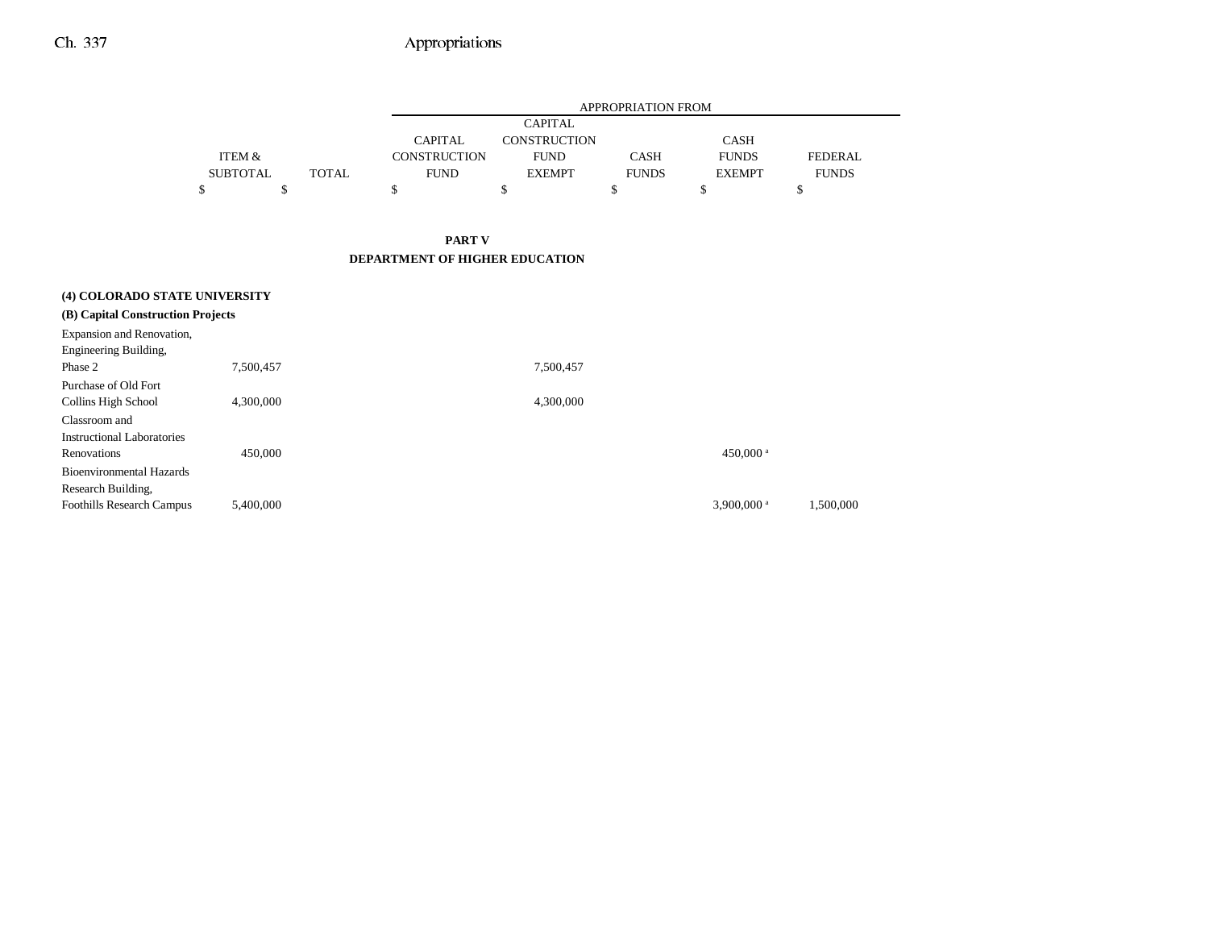| | | | APPROPRIATION FROM | | | | |
|---|---|---|---|---|---|---|---|
| | ITEM & SUBTOTAL | TOTAL | CAPITAL CONSTRUCTION FUND | CAPITAL CONSTRUCTION FUND EXEMPT | CASH FUNDS | CASH FUNDS EXEMPT | FEDERAL FUNDS |
| | $ | $ | $ | $ | $ | $ | $ |

**PART V**
**DEPARTMENT OF HIGHER EDUCATION**

**(4) COLORADO STATE UNIVERSITY**

**(B) Capital Construction Projects**

| | ITEM & SUBTOTAL | TOTAL | CAPITAL CONSTRUCTION FUND | CAPITAL CONSTRUCTION FUND EXEMPT | CASH FUNDS | CASH FUNDS EXEMPT | FEDERAL FUNDS |
|---|---|---|---|---|---|---|---|
| Expansion and Renovation, Engineering Building, Phase 2 | 7,500,457 | | | 7,500,457 | | | |
| Purchase of Old Fort Collins High School | 4,300,000 | | | 4,300,000 | | | |
| Classroom and Instructional Laboratories Renovations | 450,000 | | | | | 450,000[a] | |
| Bioenvironmental Hazards Research Building, Foothills Research Campus | 5,400,000 | | | | | 3,900,000[a] | 1,500,000 |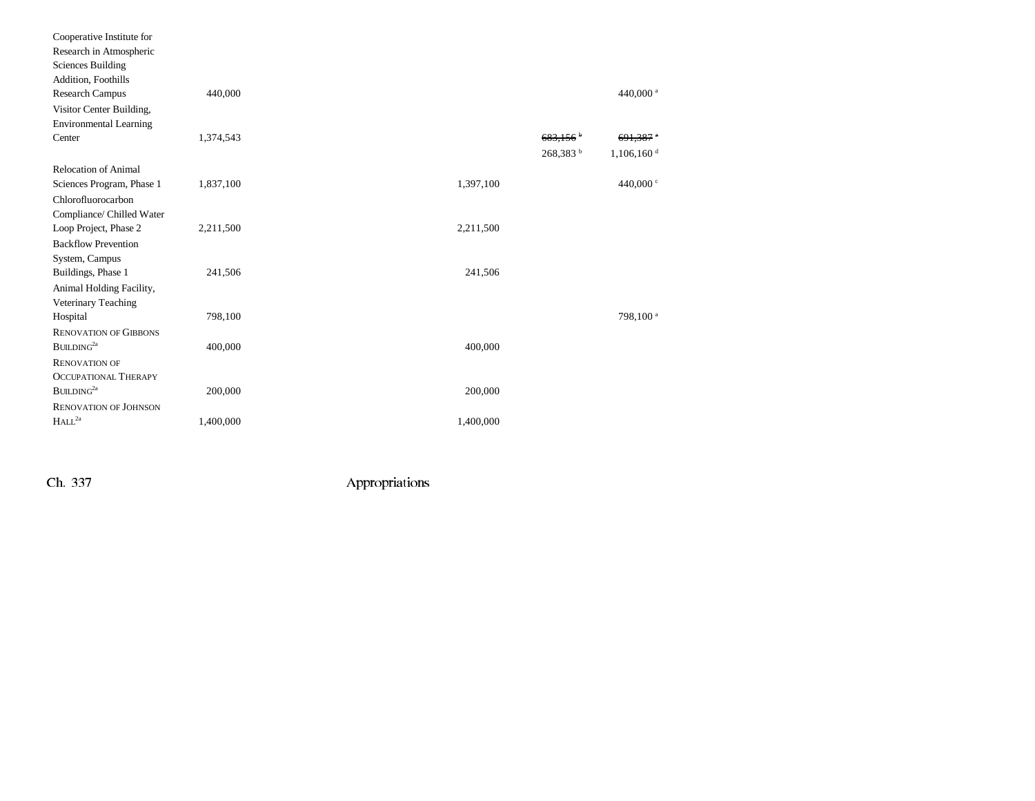| | | | | | | |
|---|---|---|---|---|---|---|
| Cooperative Institute for Research in Atmospheric Sciences Building Addition, Foothills Research Campus | 440,000 | | | | | 440,000[a] |
| Visitor Center Building, Environmental Learning Center | 1,374,543 | | | | ~~683,156~~[b] | ~~691,387~~[a] |
| | | | | | 268,383[b] | 1,106,160[d] |
| Relocation of Animal Sciences Program, Phase 1 | 1,837,100 | | | 1,397,100 | | 440,000[c] |
| Chlorofluorocarbon Compliance/ Chilled Water Loop Project, Phase 2 | 2,211,500 | | | 2,211,500 | | |
| Backflow Prevention System, Campus Buildings, Phase 1 | 241,506 | | | 241,506 | | |
| Animal Holding Facility, Veterinary Teaching Hospital | 798,100 | | | | | 798,100[a] |
| RENOVATION OF GIBBONS BUILDING[2a] | 400,000 | | | 400,000 | | |
| RENOVATION OF OCCUPATIONAL THERAPY BUILDING[2a] | 200,000 | | | 200,000 | | |
| RENOVATION OF JOHNSON HALL[2a] | 1,400,000 | | | 1,400,000 | | |

Ch. 337 Appropriations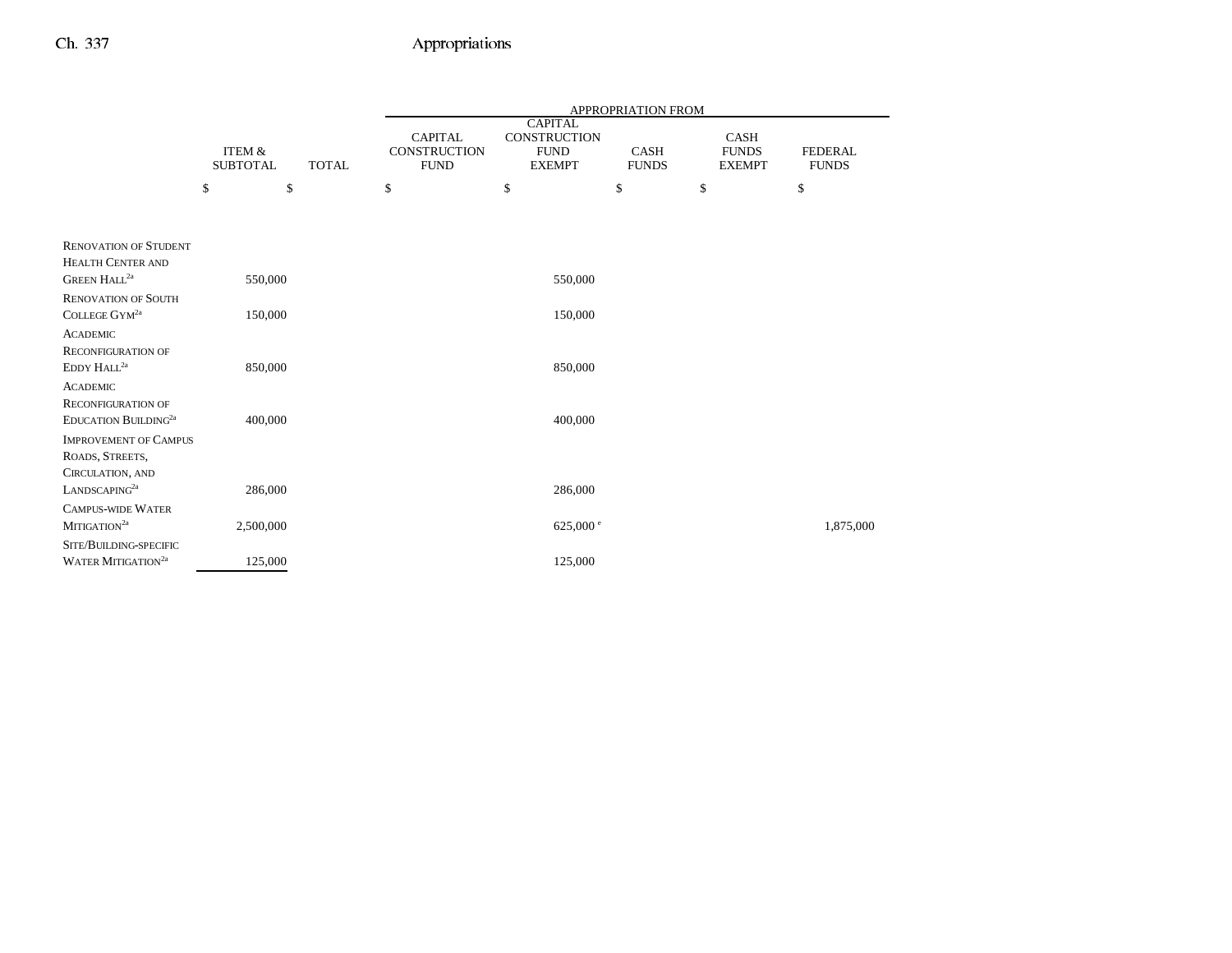| | ITEM & SUBTOTAL | TOTAL | APPROPRIATION FROM CAPITAL CONSTRUCTION FUND | CAPITAL CONSTRUCTION FUND EXEMPT | CASH FUNDS | CASH FUNDS EXEMPT | FEDERAL FUNDS |
|---|---|---|---|---|---|---|---|
| | $ | $ | $ | $ | $ | $ | $ |
| Renovation of Student Health Center and Green Hall[2a] | 550,000 | | | 550,000 | | | |
| Renovation of South College Gym[2a] | 150,000 | | | 150,000 | | | |
| Academic Reconfiguration of Eddy Hall[2a] | 850,000 | | | 850,000 | | | |
| Academic Reconfiguration of Education Building[2a] | 400,000 | | | 400,000 | | | |
| Improvement of Campus Roads, Streets, Circulation, and Landscaping[2a] | 286,000 | | | 286,000 | | | |
| Campus-wide Water Mitigation[2a] | 2,500,000 | | | 625,000[e] | | | 1,875,000 |
| Site/Building-specific Water Mitigation[2a] | 125,000 | | | 125,000 | | | |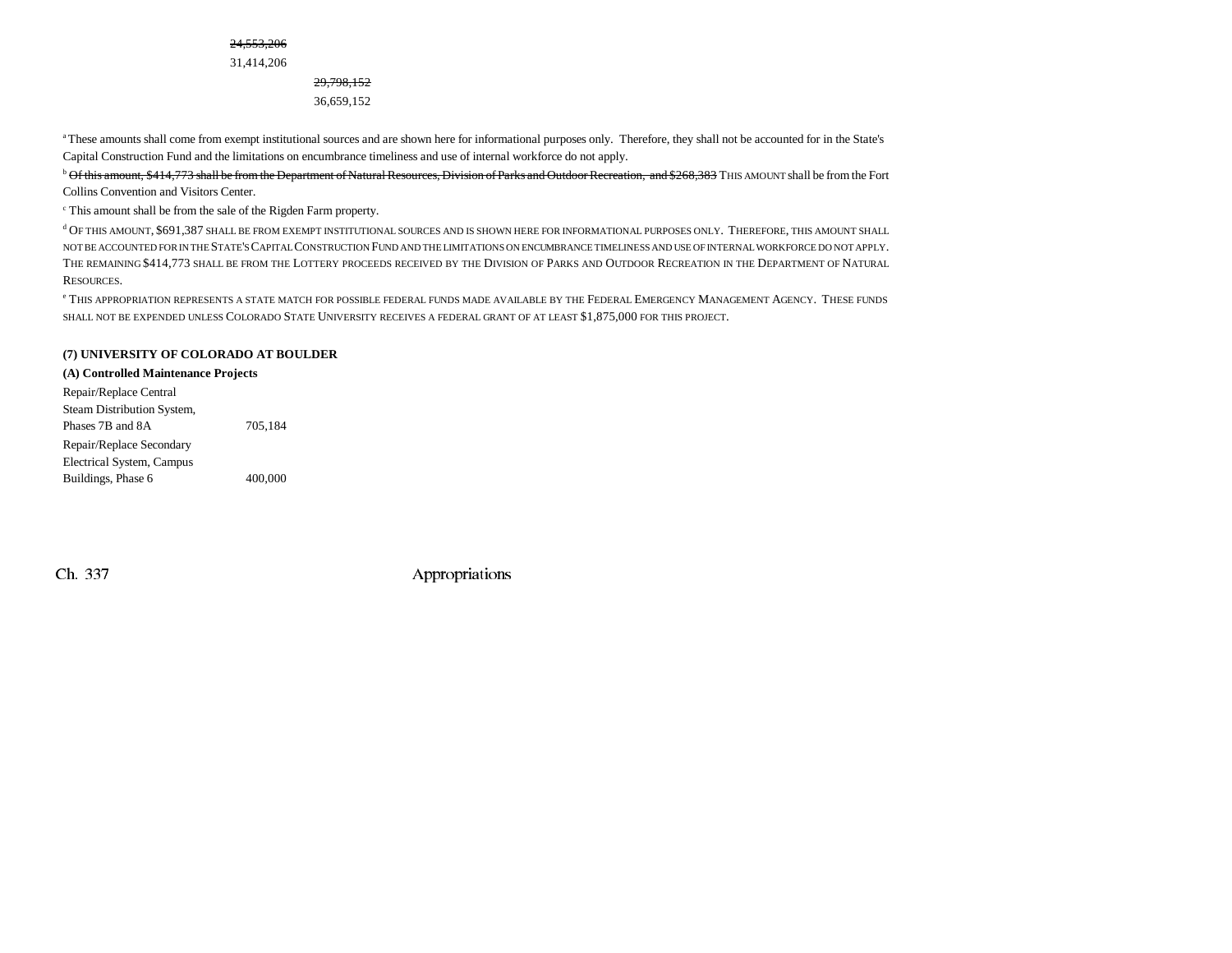~~24,553,206~~
31,414,206
~~29,798,152~~
36,659,152

[a] These amounts shall come from exempt institutional sources and are shown here for informational purposes only. Therefore, they shall not be accounted for in the State's Capital Construction Fund and the limitations on encumbrance timeliness and use of internal workforce do not apply.

[b] ~~Of this amount, $414,773 shall be from the Department of Natural Resources, Division of Parks and Outdoor Recreation, and $268,383~~ THIS AMOUNT shall be from the Fort Collins Convention and Visitors Center.

[c] This amount shall be from the sale of the Rigden Farm property.

[d] OF THIS AMOUNT, $691,387 SHALL BE FROM EXEMPT INSTITUTIONAL SOURCES AND IS SHOWN HERE FOR INFORMATIONAL PURPOSES ONLY. THEREFORE, THIS AMOUNT SHALL NOT BE ACCOUNTED FOR IN THE STATE'S CAPITAL CONSTRUCTION FUND AND THE LIMITATIONS ON ENCUMBRANCE TIMELINESS AND USE OF INTERNAL WORKFORCE DO NOT APPLY. THE REMAINING $414,773 SHALL BE FROM THE LOTTERY PROCEEDS RECEIVED BY THE DIVISION OF PARKS AND OUTDOOR RECREATION IN THE DEPARTMENT OF NATURAL RESOURCES.

[e] THIS APPROPRIATION REPRESENTS A STATE MATCH FOR POSSIBLE FEDERAL FUNDS MADE AVAILABLE BY THE FEDERAL EMERGENCY MANAGEMENT AGENCY. THESE FUNDS SHALL NOT BE EXPENDED UNLESS COLORADO STATE UNIVERSITY RECEIVES A FEDERAL GRANT OF AT LEAST $1,875,000 FOR THIS PROJECT.

**(7) UNIVERSITY OF COLORADO AT BOULDER**

**(A) Controlled Maintenance Projects**

| | |
|---|---|
| Repair/Replace Central Steam Distribution System, Phases 7B and 8A | 705,184 |
| Repair/Replace Secondary Electrical System, Campus Buildings, Phase 6 | 400,000 |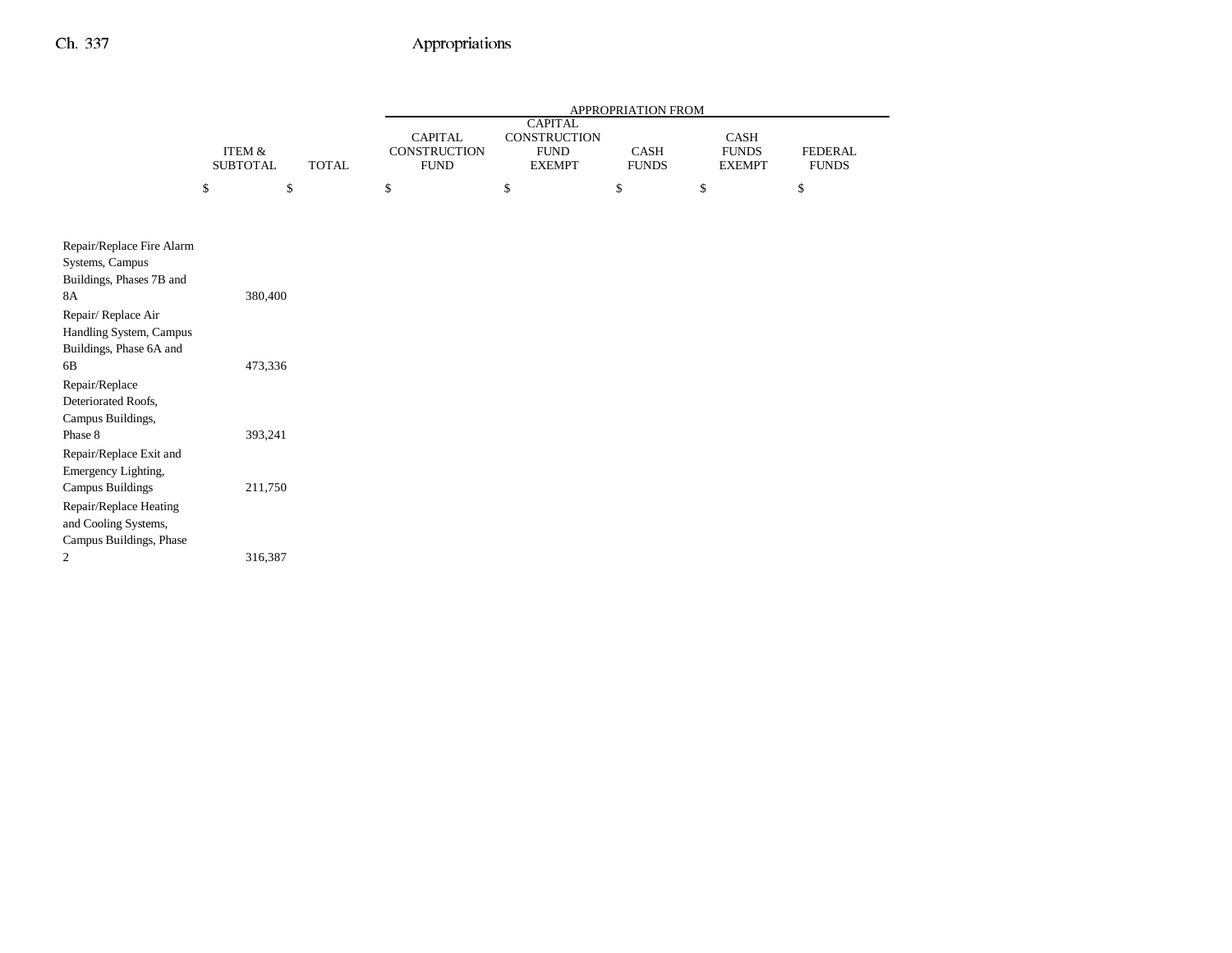| | ITEM & SUBTOTAL | TOTAL | APPROPRIATION FROM CAPITAL CONSTRUCTION FUND | CAPITAL CONSTRUCTION FUND EXEMPT | CASH FUNDS | CASH FUNDS EXEMPT | FEDERAL FUNDS |
|---|---|---|---|---|---|---|---|
| | $ | $ | $ | $ | $ | $ | $ |
| Repair/Replace Fire Alarm Systems, Campus Buildings, Phases 7B and 8A | 380,400 | | | | | | |
| Repair/ Replace Air Handling System, Campus Buildings, Phase 6A and 6B | 473,336 | | | | | | |
| Repair/Replace Deteriorated Roofs, Campus Buildings, Phase 8 | 393,241 | | | | | | |
| Repair/Replace Exit and Emergency Lighting, Campus Buildings | 211,750 | | | | | | |
| Repair/Replace Heating and Cooling Systems, Campus Buildings, Phase 2 | 316,387 | | | | | | |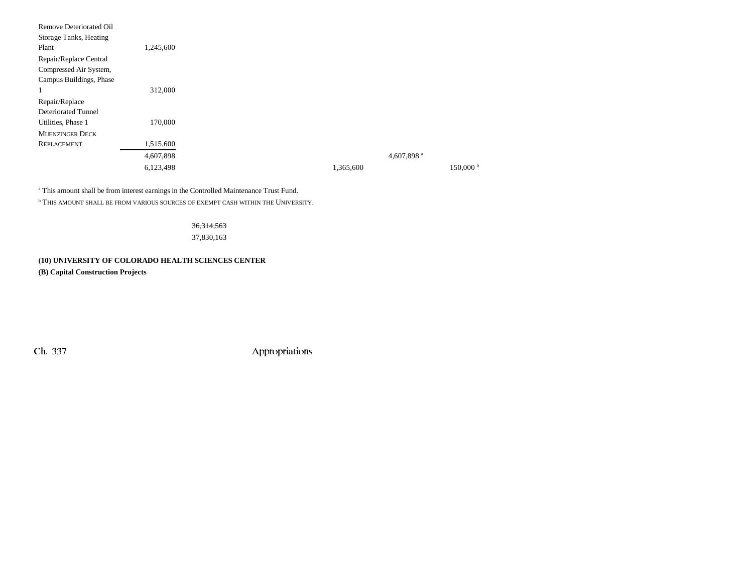| | | | | | |
|---|---|---|---|---|---|
| Remove Deteriorated Oil Storage Tanks, Heating Plant | 1,245,600 | | | | |
| Repair/Replace Central Compressed Air System, Campus Buildings, Phase 1 | 312,000 | | | | |
| Repair/Replace Deteriorated Tunnel Utilities, Phase 1 | 170,000 | | | | |
| MUENZINGER DECK REPLACEMENT | 1,515,600 | | | | |
| | ~~4,607,898~~ | | | 4,607,898 [a] | |
| | 6,123,498 | | 1,365,600 | | 150,000 [b] |

[a] This amount shall be from interest earnings in the Controlled Maintenance Trust Fund.

[b] THIS AMOUNT SHALL BE FROM VARIOUS SOURCES OF EXEMPT CASH WITHIN THE UNIVERSITY.

~~36,314,563~~
37,830,163

**(10) UNIVERSITY OF COLORADO HEALTH SCIENCES CENTER**

**(B) Capital Construction Projects**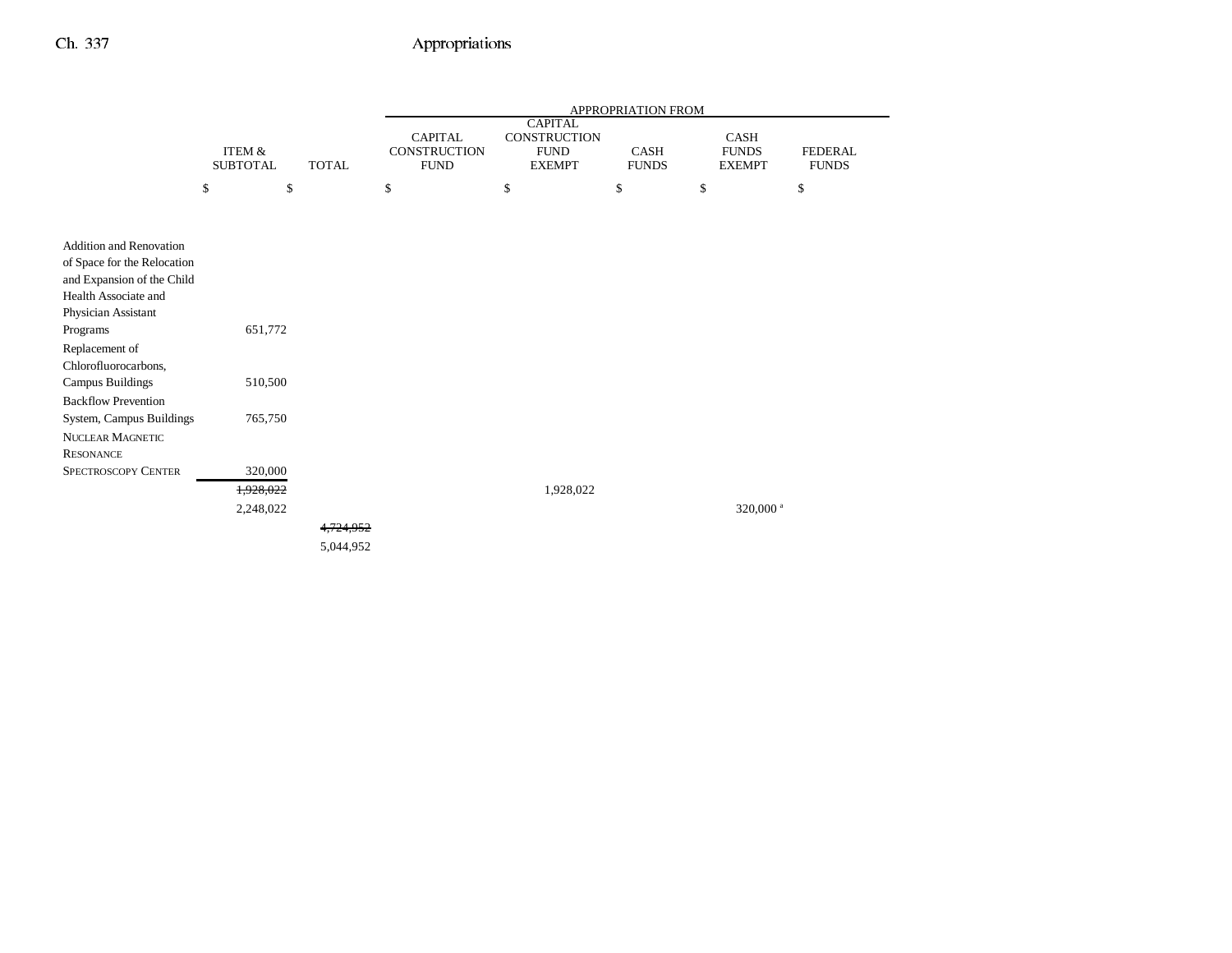| | ITEM & SUBTOTAL | TOTAL | APPROPRIATION FROM CAPITAL CONSTRUCTION FUND | CAPITAL CONSTRUCTION FUND EXEMPT | CASH FUNDS | CASH FUNDS EXEMPT | FEDERAL FUNDS |
|---|---|---|---|---|---|---|---|
| | $ | $ | $ | $ | $ | $ | $ |
| Addition and Renovation of Space for the Relocation and Expansion of the Child Health Associate and Physician Assistant Programs | 651,772 | | | | | | |
| Replacement of Chlorofluorocarbons, Campus Buildings | 510,500 | | | | | | |
| Backflow Prevention System, Campus Buildings | 765,750 | | | | | | |
| NUCLEAR MAGNETIC RESONANCE SPECTROSCOPY CENTER | 320,000 | | | | | | |
| | ~~1,928,022~~ | | | 1,928,022 | | | |
| | 2,248,022 | | | | | 320,000 [a] | |
| | | ~~4,724,952~~ | | | | | |
| | | 5,044,952 | | | | | |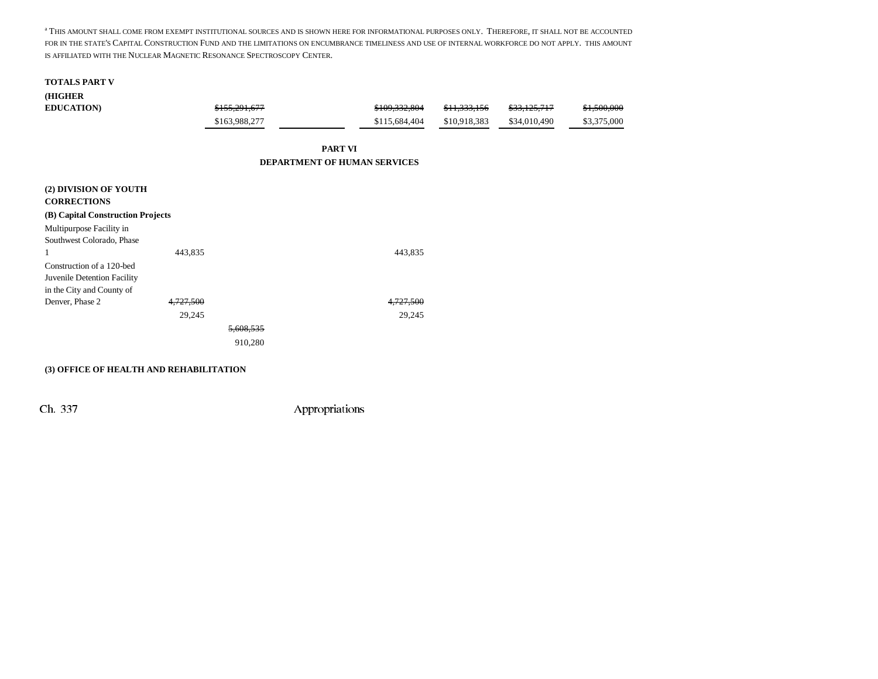[a] THIS AMOUNT SHALL COME FROM EXEMPT INSTITUTIONAL SOURCES AND IS SHOWN HERE FOR INFORMATIONAL PURPOSES ONLY. THEREFORE, IT SHALL NOT BE ACCOUNTED FOR IN THE STATE'S CAPITAL CONSTRUCTION FUND AND THE LIMITATIONS ON ENCUMBRANCE TIMELINESS AND USE OF INTERNAL WORKFORCE DO NOT APPLY. THIS AMOUNT IS AFFILIATED WITH THE NUCLEAR MAGNETIC RESONANCE SPECTROSCOPY CENTER.

| | | | | | | | |
|---|---|---|---|---|---|---|---|
| **TOTALS PART V (HIGHER EDUCATION)** | | ~~$155,291,677~~ | | ~~$109,332,804~~ | ~~$11,333,156~~ | ~~$33,125,717~~ | ~~$1,500,000~~ |
| | | $163,988,277 | | $115,684,404 | $10,918,383 | $34,010,490 | $3,375,000 |

## PART VI
## DEPARTMENT OF HUMAN SERVICES

**(2) DIVISION OF YOUTH CORRECTIONS**

**(B) Capital Construction Projects**

| | | | | | | | |
|---|---|---|---|---|---|---|---|
| Multipurpose Facility in Southwest Colorado, Phase 1 | 443,835 | | | 443,835 | | | |
| Construction of a 120-bed Juvenile Detention Facility in the City and County of Denver, Phase 2 | ~~4,727,500~~ | | | ~~4,727,500~~ | | | |
| | 29,245 | | | 29,245 | | | |
| | | ~~5,608,535~~ | | | | | |
| | | 910,280 | | | | | |

**(3) OFFICE OF HEALTH AND REHABILITATION**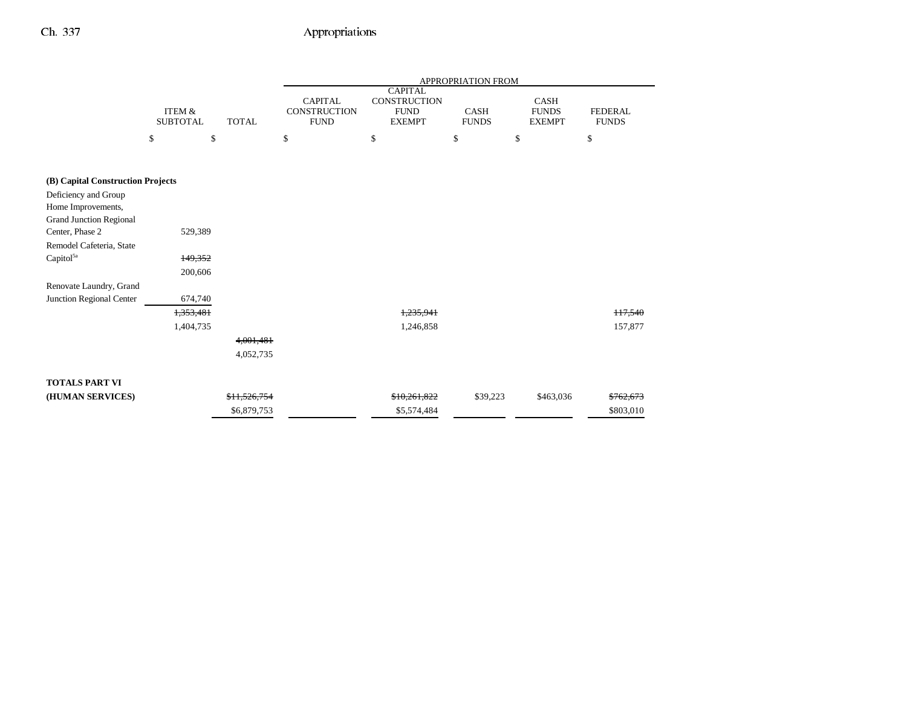| | ITEM & SUBTOTAL | TOTAL | APPROPRIATION FROM CAPITAL CONSTRUCTION FUND | CAPITAL CONSTRUCTION FUND EXEMPT | CASH FUNDS | CASH FUNDS EXEMPT | FEDERAL FUNDS |
|---|---|---|---|---|---|---|---|
| | $ | $ | $ | $ | $ | $ | $ |
| **(B) Capital Construction Projects** | | | | | | | |
| Deficiency and Group Home Improvements, Grand Junction Regional Center, Phase 2 | 529,389 | | | | | | |
| Remodel Cafeteria, State Capitol[5a] | ~~149,352~~ | | | | | | |
| | 200,606 | | | | | | |
| Renovate Laundry, Grand Junction Regional Center | 674,740 | | | | | | |
| | ~~1,353,481~~ | | | ~~1,235,941~~ | | | ~~117,540~~ |
| | 1,404,735 | | | 1,246,858 | | | 157,877 |
| | | ~~4,001,481~~ | | | | | |
| | | 4,052,735 | | | | | |
| **TOTALS PART VI** | | | | | | | |
| **(HUMAN SERVICES)** | | ~~$11,526,754~~ | | ~~$10,261,822~~ | $39,223 | $463,036 | ~~$762,673~~ |
| | | $6,879,753 | | $5,574,484 | | | $803,010 |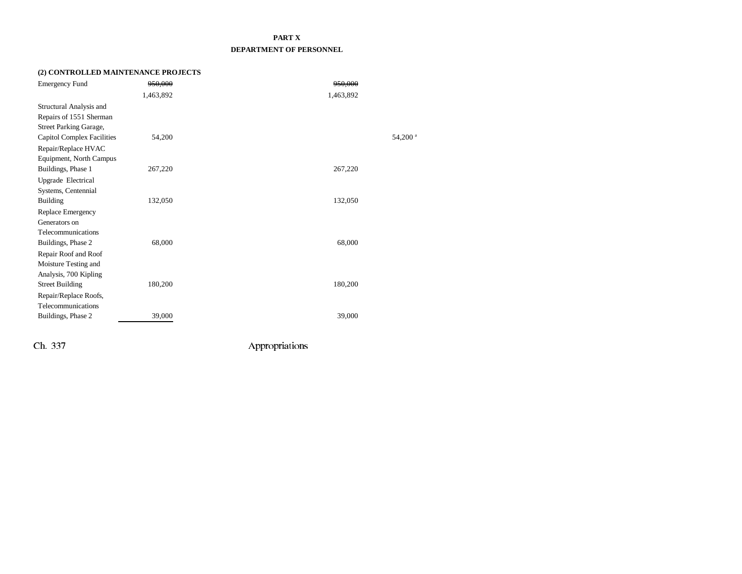**PART X**

**DEPARTMENT OF PERSONNEL**

**(2) CONTROLLED MAINTENANCE PROJECTS**

| | | | | |
|---|---|---|---|---|
| Emergency Fund | ~~950,000~~ | | ~~950,000~~ | |
| | 1,463,892 | | 1,463,892 | |
| Structural Analysis and Repairs of 1551 Sherman Street Parking Garage, Capitol Complex Facilities | 54,200 | | | 54,200 [a] |
| Repair/Replace HVAC Equipment, North Campus Buildings, Phase 1 | 267,220 | | 267,220 | |
| Upgrade Electrical Systems, Centennial Building | 132,050 | | 132,050 | |
| Replace Emergency Generators on Telecommunications Buildings, Phase 2 | 68,000 | | 68,000 | |
| Repair Roof and Roof Moisture Testing and Analysis, 700 Kipling Street Building | 180,200 | | 180,200 | |
| Repair/Replace Roofs, Telecommunications Buildings, Phase 2 | 39,000 | | 39,000 | |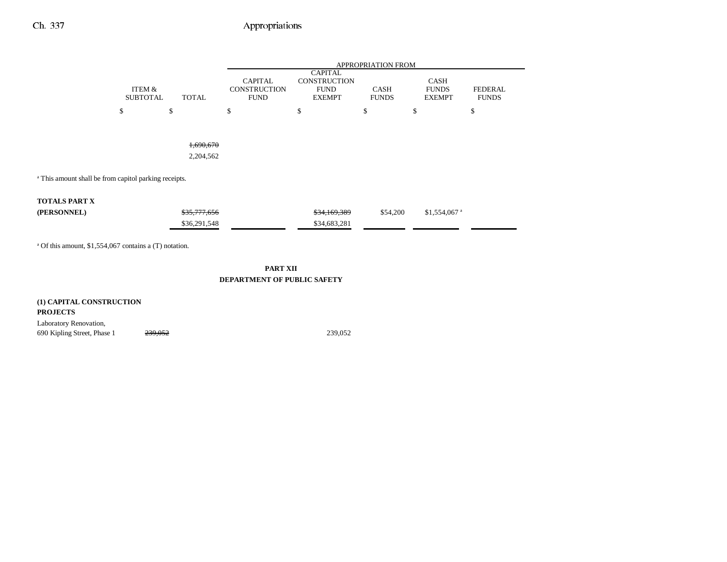| | ITEM & SUBTOTAL | TOTAL | APPROPRIATION FROM CAPITAL CONSTRUCTION FUND | CAPITAL CONSTRUCTION FUND EXEMPT | CASH FUNDS | CASH FUNDS EXEMPT | FEDERAL FUNDS |
|---|---|---|---|---|---|---|---|
| | $ | $ | $ | $ | $ | $ | $ |
| | | ~~1,690,670~~ | | | | | |
| | | 2,204,562 | | | | | |

[a] This amount shall be from capitol parking receipts.

| | ITEM & SUBTOTAL | TOTAL | CAPITAL CONSTRUCTION FUND | CAPITAL CONSTRUCTION FUND EXEMPT | CASH FUNDS | CASH FUNDS EXEMPT | FEDERAL FUNDS |
|---|---|---|---|---|---|---|---|
| **TOTALS PART X (PERSONNEL)** | | ~~$35,777,656~~ | | ~~$34,169,389~~ | $54,200 | $1,554,067 [a] | |
| | | $36,291,548 | | $34,683,281 | | | |

[a] Of this amount, $1,554,067 contains a (T) notation.

## PART XII
## DEPARTMENT OF PUBLIC SAFETY

**(1) CAPITAL CONSTRUCTION PROJECTS**

| | ITEM & SUBTOTAL | TOTAL | CAPITAL CONSTRUCTION FUND | CAPITAL CONSTRUCTION FUND EXEMPT | CASH FUNDS | CASH FUNDS EXEMPT | FEDERAL FUNDS |
|---|---|---|---|---|---|---|---|
| Laboratory Renovation, 690 Kipling Street, Phase 1 | ~~239,052~~ | | | 239,052 | | | |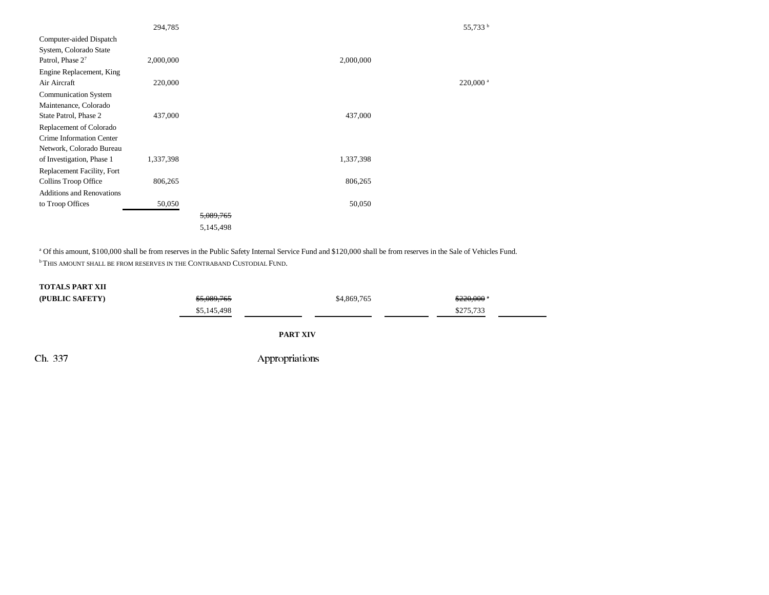| | | | | | | | |
|---|---|---|---|---|---|---|---|
| | 294,785 | | | | | 55,733 [b] | |
| Computer-aided Dispatch System, Colorado State Patrol, Phase 2[7] | 2,000,000 | | | 2,000,000 | | | |
| Engine Replacement, King Air Aircraft | 220,000 | | | | | 220,000 [a] | |
| Communication System Maintenance, Colorado State Patrol, Phase 2 | 437,000 | | | 437,000 | | | |
| Replacement of Colorado Crime Information Center Network, Colorado Bureau of Investigation, Phase 1 | 1,337,398 | | | 1,337,398 | | | |
| Replacement Facility, Fort Collins Troop Office | 806,265 | | | 806,265 | | | |
| Additions and Renovations to Troop Offices | 50,050 | | | 50,050 | | | |
| | | ~~5,089,765~~ 5,145,498 | | | | | |

[a] Of this amount, $100,000 shall be from reserves in the Public Safety Internal Service Fund and $120,000 shall be from reserves in the Sale of Vehicles Fund.
[b] THIS AMOUNT SHALL BE FROM RESERVES IN THE CONTRABAND CUSTODIAL FUND.

| | | | | | |
|---|---|---|---|---|---|
| **TOTALS PART XII (PUBLIC SAFETY)** | ~~$5,089,765~~ $5,145,498 | | $4,869,765 | ~~$220,000 [a]~~ $275,733 | |

**PART XIV**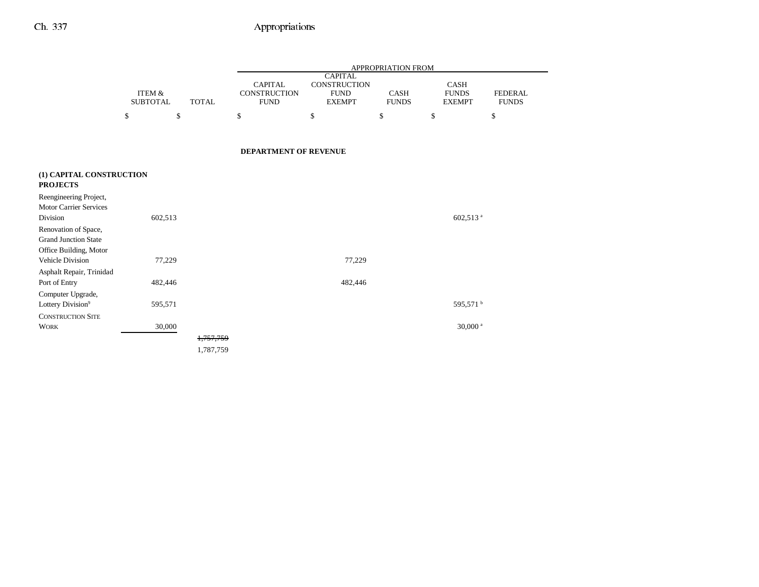| | ITEM & SUBTOTAL | TOTAL | APPROPRIATION FROM CAPITAL CONSTRUCTION FUND | CAPITAL CONSTRUCTION FUND EXEMPT | CASH FUNDS | CASH FUNDS EXEMPT | FEDERAL FUNDS |
|---|---|---|---|---|---|---|---|
| | $ | $ | $ | $ | $ | $ | $ |

**DEPARTMENT OF REVENUE**

| | ITEM & SUBTOTAL | TOTAL | CAPITAL CONSTRUCTION FUND | CAPITAL CONSTRUCTION FUND EXEMPT | CASH FUNDS | CASH FUNDS EXEMPT | FEDERAL FUNDS |
|---|---|---|---|---|---|---|---|
| **(1) CAPITAL CONSTRUCTION PROJECTS** | | | | | | | |
| Reengineering Project, Motor Carrier Services Division | 602,513 | | | | | 602,513 [a] | |
| Renovation of Space, Grand Junction State Office Building, Motor Vehicle Division | 77,229 | | | 77,229 | | | |
| Asphalt Repair, Trinidad Port of Entry | 482,446 | | | 482,446 | | | |
| Computer Upgrade, Lottery Division[9] | 595,571 | | | | | 595,571 [b] | |
| CONSTRUCTION SITE WORK | 30,000 | | | | | 30,000 [a] | |
| | | ~~1,757,759~~ 1,787,759 | | | | | |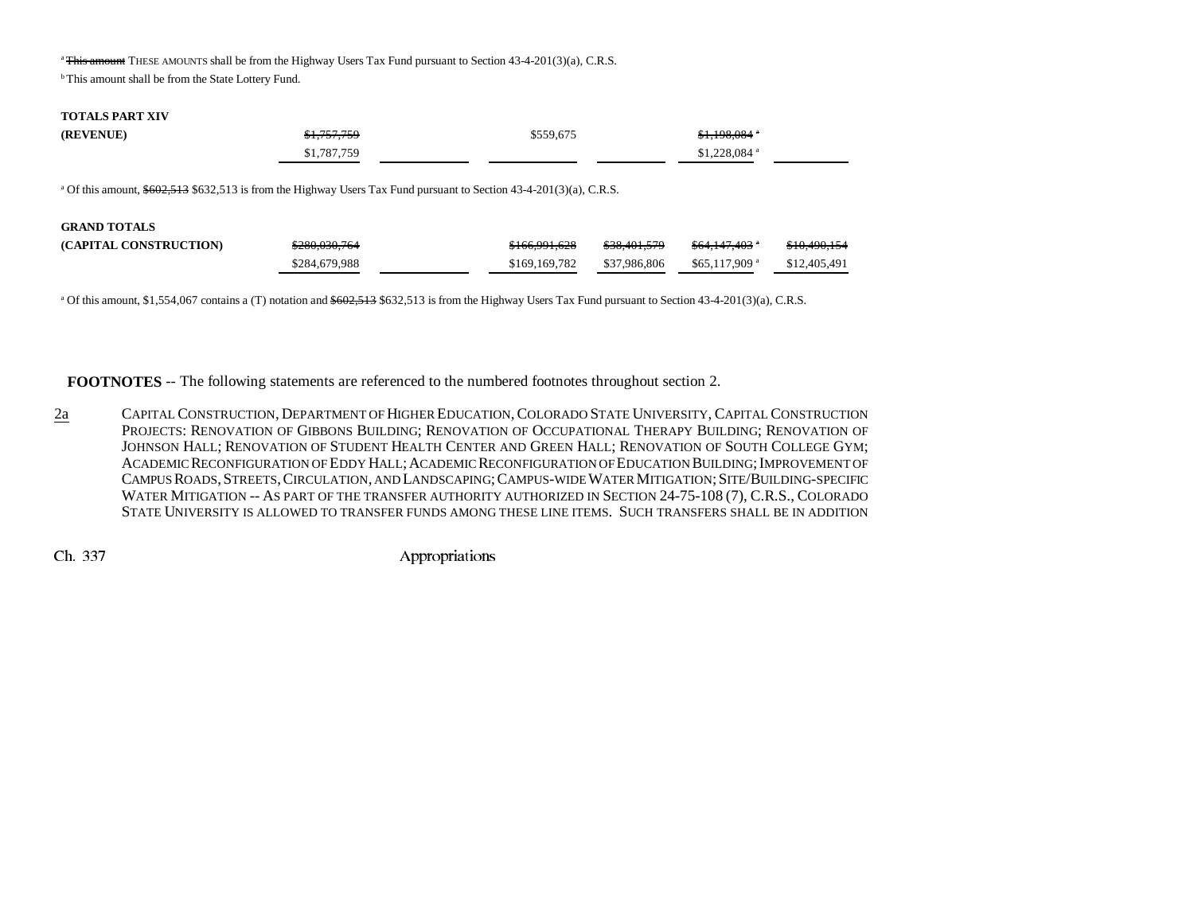[a] ~~This amount~~ THESE AMOUNTS shall be from the Highway Users Tax Fund pursuant to Section 43-4-201(3)(a), C.R.S.

[b] This amount shall be from the State Lottery Fund.

| | | | | | | |
|---|---|---|---|---|---|---|
| **TOTALS PART XIV** | | | | | | |
| **(REVENUE)** | ~~$1,757,759~~ | | $559,675 | | ~~$1,198,084~~ [a] | |
| | $1,787,759 | | | | $1,228,084 [a] | |

[a] Of this amount, ~~$602,513~~ $632,513 is from the Highway Users Tax Fund pursuant to Section 43-4-201(3)(a), C.R.S.

| | | | | | | |
|---|---|---|---|---|---|---|
| **GRAND TOTALS** | | | | | | |
| **(CAPITAL CONSTRUCTION)** | ~~$280,030,764~~ | | ~~$166,991,628~~ | ~~$38,401,579~~ | ~~$64,147,403~~ [a] | ~~$10,490,154~~ |
| | $284,679,988 | | $169,169,782 | $37,986,806 | $65,117,909 [a] | $12,405,491 |

[a] Of this amount, $1,554,067 contains a (T) notation and ~~$602,513~~ $632,513 is from the Highway Users Tax Fund pursuant to Section 43-4-201(3)(a), C.R.S.

**FOOTNOTES** -- The following statements are referenced to the numbered footnotes throughout section 2.

2a CAPITAL CONSTRUCTION, DEPARTMENT OF HIGHER EDUCATION, COLORADO STATE UNIVERSITY, CAPITAL CONSTRUCTION PROJECTS: RENOVATION OF GIBBONS BUILDING; RENOVATION OF OCCUPATIONAL THERAPY BUILDING; RENOVATION OF JOHNSON HALL; RENOVATION OF STUDENT HEALTH CENTER AND GREEN HALL; RENOVATION OF SOUTH COLLEGE GYM; ACADEMIC RECONFIGURATION OF EDDY HALL; ACADEMIC RECONFIGURATION OF EDUCATION BUILDING; IMPROVEMENT OF CAMPUS ROADS, STREETS, CIRCULATION, AND LANDSCAPING; CAMPUS-WIDE WATER MITIGATION; SITE/BUILDING-SPECIFIC WATER MITIGATION -- AS PART OF THE TRANSFER AUTHORITY AUTHORIZED IN SECTION 24-75-108 (7), C.R.S., COLORADO STATE UNIVERSITY IS ALLOWED TO TRANSFER FUNDS AMONG THESE LINE ITEMS. SUCH TRANSFERS SHALL BE IN ADDITION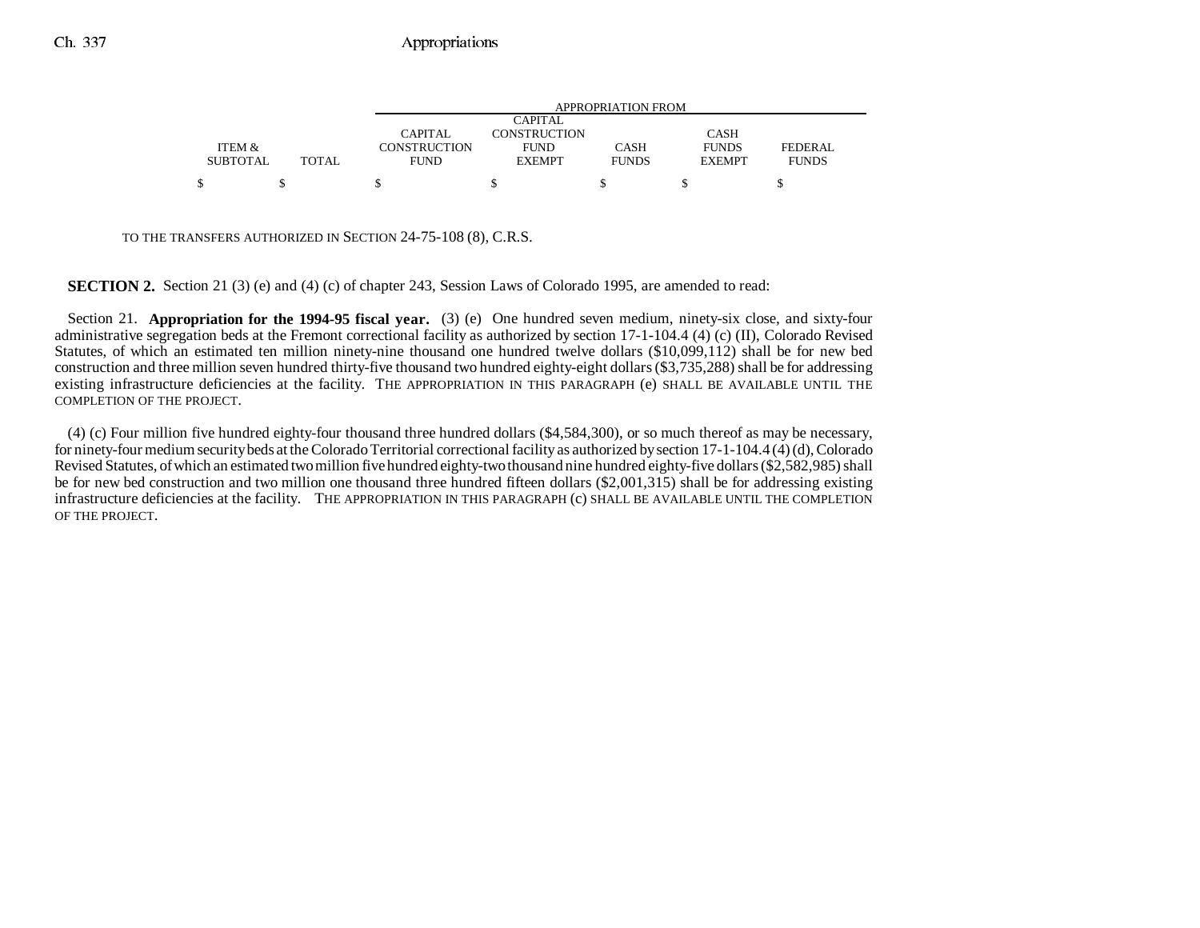| ITEM & SUBTOTAL | TOTAL | CAPITAL CONSTRUCTION FUND | CAPITAL CONSTRUCTION FUND EXEMPT | CASH FUNDS | CASH FUNDS EXEMPT | FEDERAL FUNDS |
|---|---|---|---|---|---|---|
| | | APPROPRIATION FROM | | | | |
| $ | $ | $ | $ | $ | $ | $ |

TO THE TRANSFERS AUTHORIZED IN SECTION 24-75-108 (8), C.R.S.

**SECTION 2.** Section 21 (3) (e) and (4) (c) of chapter 243, Session Laws of Colorado 1995, are amended to read:

Section 21. **Appropriation for the 1994-95 fiscal year.** (3) (e) One hundred seven medium, ninety-six close, and sixty-four administrative segregation beds at the Fremont correctional facility as authorized by section 17-1-104.4 (4) (c) (II), Colorado Revised Statutes, of which an estimated ten million ninety-nine thousand one hundred twelve dollars ($10,099,112) shall be for new bed construction and three million seven hundred thirty-five thousand two hundred eighty-eight dollars ($3,735,288) shall be for addressing existing infrastructure deficiencies at the facility. THE APPROPRIATION IN THIS PARAGRAPH (e) SHALL BE AVAILABLE UNTIL THE COMPLETION OF THE PROJECT.

(4) (c) Four million five hundred eighty-four thousand three hundred dollars ($4,584,300), or so much thereof as may be necessary, for ninety-four medium security beds at the Colorado Territorial correctional facility as authorized by section 17-1-104.4 (4) (d), Colorado Revised Statutes, of which an estimated two million five hundred eighty-two thousand nine hundred eighty-five dollars ($2,582,985) shall be for new bed construction and two million one thousand three hundred fifteen dollars ($2,001,315) shall be for addressing existing infrastructure deficiencies at the facility. THE APPROPRIATION IN THIS PARAGRAPH (c) SHALL BE AVAILABLE UNTIL THE COMPLETION OF THE PROJECT.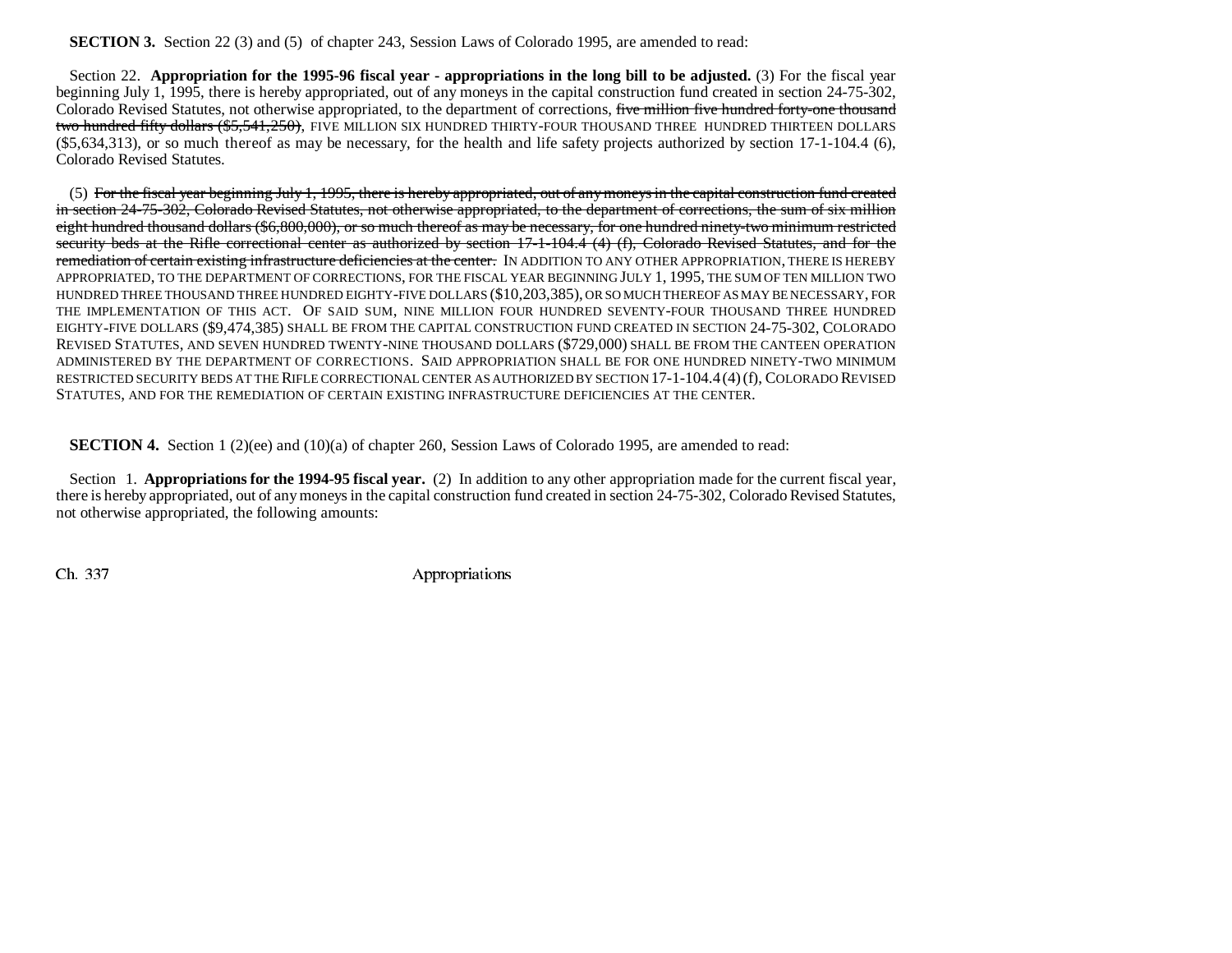**SECTION 3.** Section 22 (3) and (5) of chapter 243, Session Laws of Colorado 1995, are amended to read:

Section 22. **Appropriation for the 1995-96 fiscal year - appropriations in the long bill to be adjusted.** (3) For the fiscal year beginning July 1, 1995, there is hereby appropriated, out of any moneys in the capital construction fund created in section 24-75-302, Colorado Revised Statutes, not otherwise appropriated, to the department of corrections, ~~five million five hundred forty-one thousand two hundred fifty dollars ($5,541,250)~~, FIVE MILLION SIX HUNDRED THIRTY-FOUR THOUSAND THREE HUNDRED THIRTEEN DOLLARS ($5,634,313), or so much thereof as may be necessary, for the health and life safety projects authorized by section 17-1-104.4 (6), Colorado Revised Statutes.

(5) ~~For the fiscal year beginning July 1, 1995, there is hereby appropriated, out of any moneys in the capital construction fund created in section 24-75-302, Colorado Revised Statutes, not otherwise appropriated, to the department of corrections, the sum of six million eight hundred thousand dollars ($6,800,000), or so much thereof as may be necessary, for one hundred ninety-two minimum restricted security beds at the Rifle correctional center as authorized by section 17-1-104.4 (4) (f), Colorado Revised Statutes, and for the remediation of certain existing infrastructure deficiencies at the center.~~ IN ADDITION TO ANY OTHER APPROPRIATION, THERE IS HEREBY APPROPRIATED, TO THE DEPARTMENT OF CORRECTIONS, FOR THE FISCAL YEAR BEGINNING JULY 1, 1995, THE SUM OF TEN MILLION TWO HUNDRED THREE THOUSAND THREE HUNDRED EIGHTY-FIVE DOLLARS ($10,203,385), OR SO MUCH THEREOF AS MAY BE NECESSARY, FOR THE IMPLEMENTATION OF THIS ACT. OF SAID SUM, NINE MILLION FOUR HUNDRED SEVENTY-FOUR THOUSAND THREE HUNDRED EIGHTY-FIVE DOLLARS ($9,474,385) SHALL BE FROM THE CAPITAL CONSTRUCTION FUND CREATED IN SECTION 24-75-302, COLORADO REVISED STATUTES, AND SEVEN HUNDRED TWENTY-NINE THOUSAND DOLLARS ($729,000) SHALL BE FROM THE CANTEEN OPERATION ADMINISTERED BY THE DEPARTMENT OF CORRECTIONS. SAID APPROPRIATION SHALL BE FOR ONE HUNDRED NINETY-TWO MINIMUM RESTRICTED SECURITY BEDS AT THE RIFLE CORRECTIONAL CENTER AS AUTHORIZED BY SECTION 17-1-104.4 (4) (f), COLORADO REVISED STATUTES, AND FOR THE REMEDIATION OF CERTAIN EXISTING INFRASTRUCTURE DEFICIENCIES AT THE CENTER.

**SECTION 4.** Section 1 (2)(ee) and (10)(a) of chapter 260, Session Laws of Colorado 1995, are amended to read:

Section 1. **Appropriations for the 1994-95 fiscal year.** (2) In addition to any other appropriation made for the current fiscal year, there is hereby appropriated, out of any moneys in the capital construction fund created in section 24-75-302, Colorado Revised Statutes, not otherwise appropriated, the following amounts: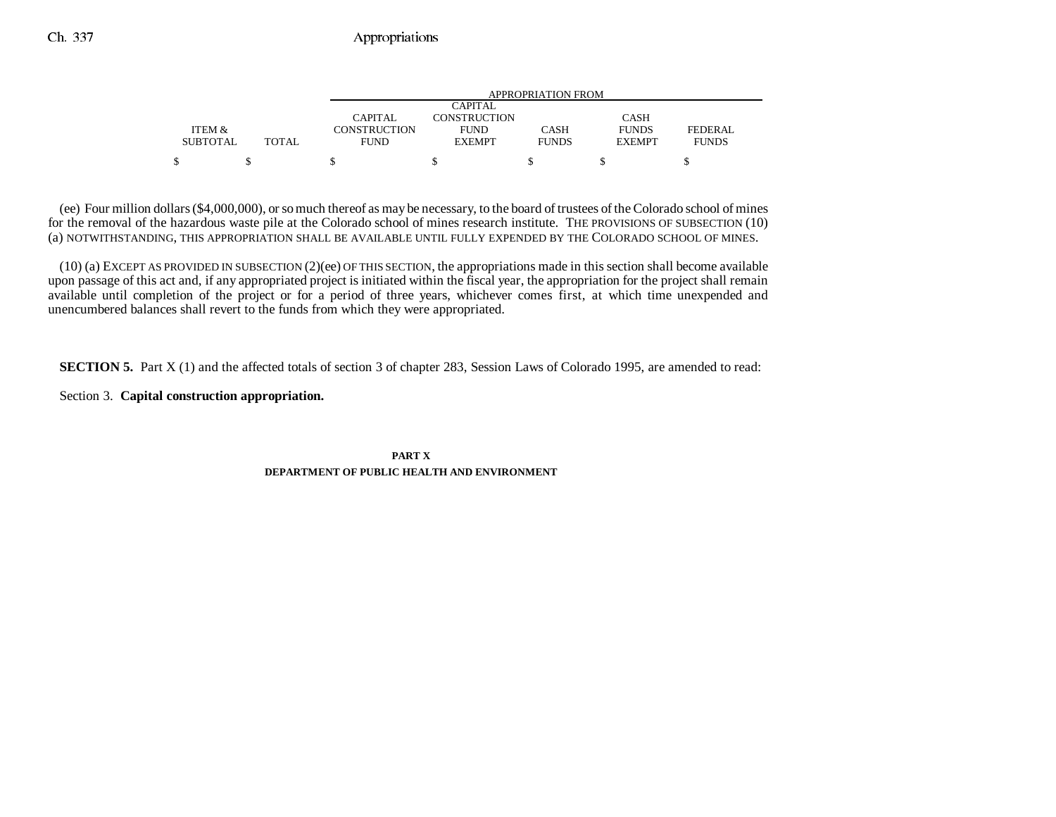| ITEM & SUBTOTAL | TOTAL | APPROPRIATION FROM CAPITAL CONSTRUCTION FUND | CAPITAL CONSTRUCTION FUND EXEMPT | CASH FUNDS | CASH FUNDS EXEMPT | FEDERAL FUNDS |
|---|---|---|---|---|---|---|
| $ | $ | $ | $ | $ | $ | $ |

(ee) Four million dollars ($4,000,000), or so much thereof as may be necessary, to the board of trustees of the Colorado school of mines for the removal of the hazardous waste pile at the Colorado school of mines research institute. THE PROVISIONS OF SUBSECTION (10) (a) NOTWITHSTANDING, THIS APPROPRIATION SHALL BE AVAILABLE UNTIL FULLY EXPENDED BY THE COLORADO SCHOOL OF MINES.

(10) (a) EXCEPT AS PROVIDED IN SUBSECTION (2)(ee) OF THIS SECTION, the appropriations made in this section shall become available upon passage of this act and, if any appropriated project is initiated within the fiscal year, the appropriation for the project shall remain available until completion of the project or for a period of three years, whichever comes first, at which time unexpended and unencumbered balances shall revert to the funds from which they were appropriated.

**SECTION 5.** Part X (1) and the affected totals of section 3 of chapter 283, Session Laws of Colorado 1995, are amended to read:

Section 3. **Capital construction appropriation.**

**PART X**
**DEPARTMENT OF PUBLIC HEALTH AND ENVIRONMENT**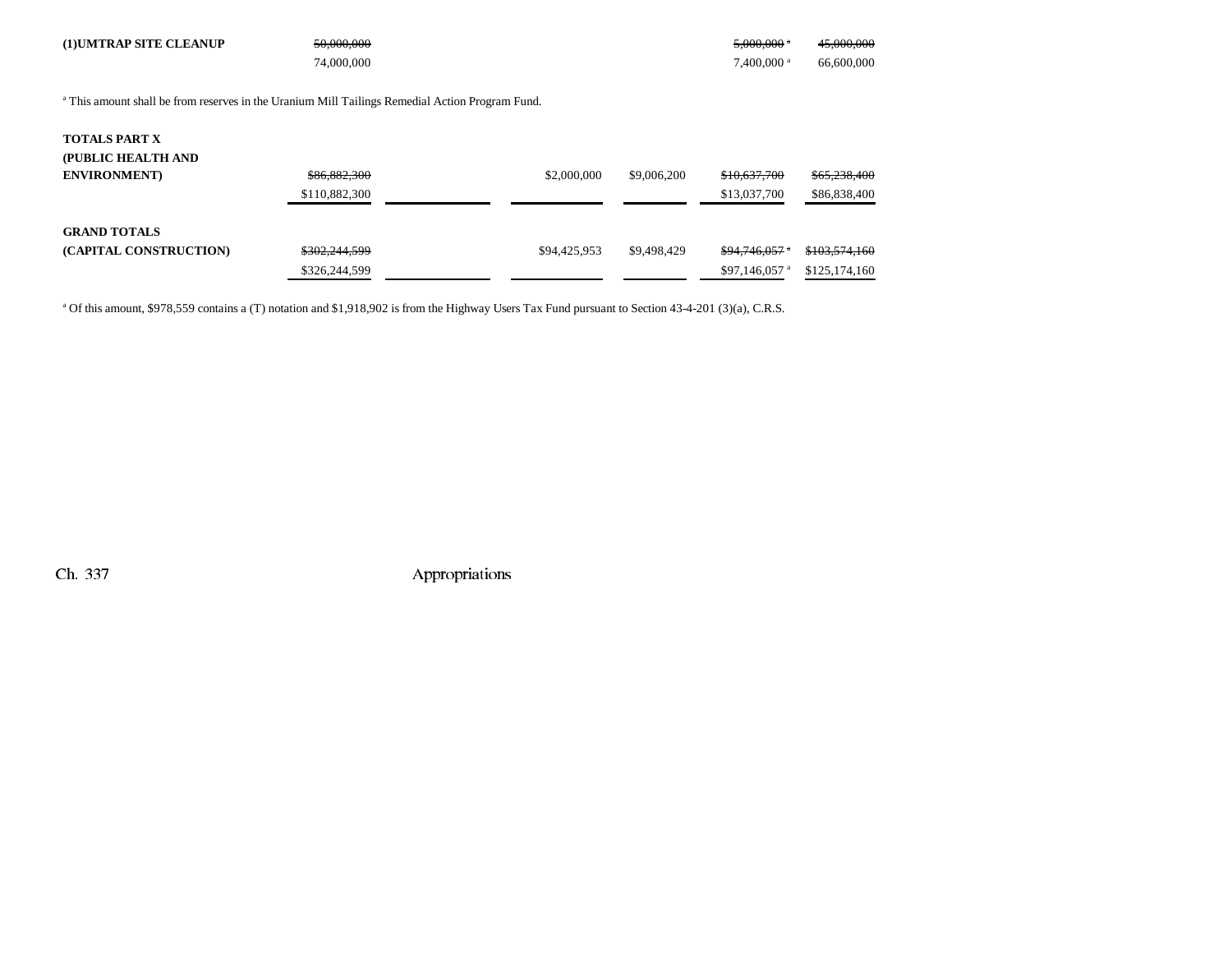| | | | | | | |
|---|---|---|---|---|---|---|
| **(1)UMTRAP SITE CLEANUP** | ~~50,000,000~~ | | | | ~~5,000,000~~ [a] | ~~45,000,000~~ |
| | 74,000,000 | | | | 7,400,000 [a] | 66,600,000 |

[a] This amount shall be from reserves in the Uranium Mill Tailings Remedial Action Program Fund.

| | | | | | | |
|---|---|---|---|---|---|---|
| **TOTALS PART X (PUBLIC HEALTH AND ENVIRONMENT)** | ~~$86,882,300~~ | | $2,000,000 | $9,006,200 | ~~$10,637,700~~ | ~~$65,238,400~~ |
| | $110,882,300 | | | | $13,037,700 | $86,838,400 |
| **GRAND TOTALS (CAPITAL CONSTRUCTION)** | ~~$302,244,599~~ | | $94,425,953 | $9,498,429 | ~~$94,746,057~~ [a] | ~~$103,574,160~~ |
| | $326,244,599 | | | | $97,146,057 [a] | $125,174,160 |

[a] Of this amount, $978,559 contains a (T) notation and $1,918,902 is from the Highway Users Tax Fund pursuant to Section 43-4-201 (3)(a), C.R.S.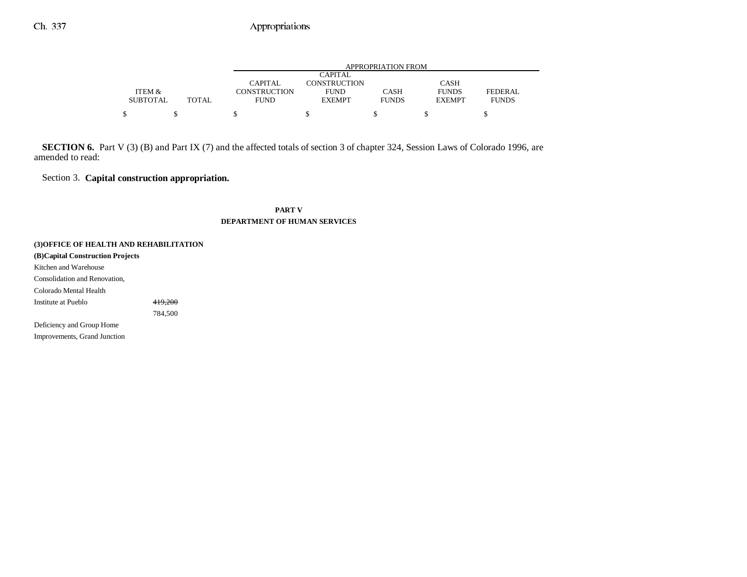| | | APPROPRIATION FROM | | | | |
|---|---|---|---|---|---|---|
| ITEM & SUBTOTAL | TOTAL | CAPITAL CONSTRUCTION FUND | CAPITAL CONSTRUCTION FUND EXEMPT | CASH FUNDS | CASH FUNDS EXEMPT | FEDERAL FUNDS |
| $ | $ | $ | $ | $ | $ | $ |

**SECTION 6.** Part V (3) (B) and Part IX (7) and the affected totals of section 3 of chapter 324, Session Laws of Colorado 1996, are amended to read:

Section 3. **Capital construction appropriation.**

**PART V**
**DEPARTMENT OF HUMAN SERVICES**

**(3)OFFICE OF HEALTH AND REHABILITATION**

**(B)Capital Construction Projects**

| | ITEM & SUBTOTAL | TOTAL | CAPITAL CONSTRUCTION FUND | CAPITAL CONSTRUCTION FUND EXEMPT | CASH FUNDS | CASH FUNDS EXEMPT | FEDERAL FUNDS |
|---|---|---|---|---|---|---|---|
| Kitchen and Warehouse Consolidation and Renovation, Colorado Mental Health Institute at Pueblo | ~~419,200~~ 784,500 | | | | | | |
| Deficiency and Group Home Improvements, Grand Junction | | | | | | | |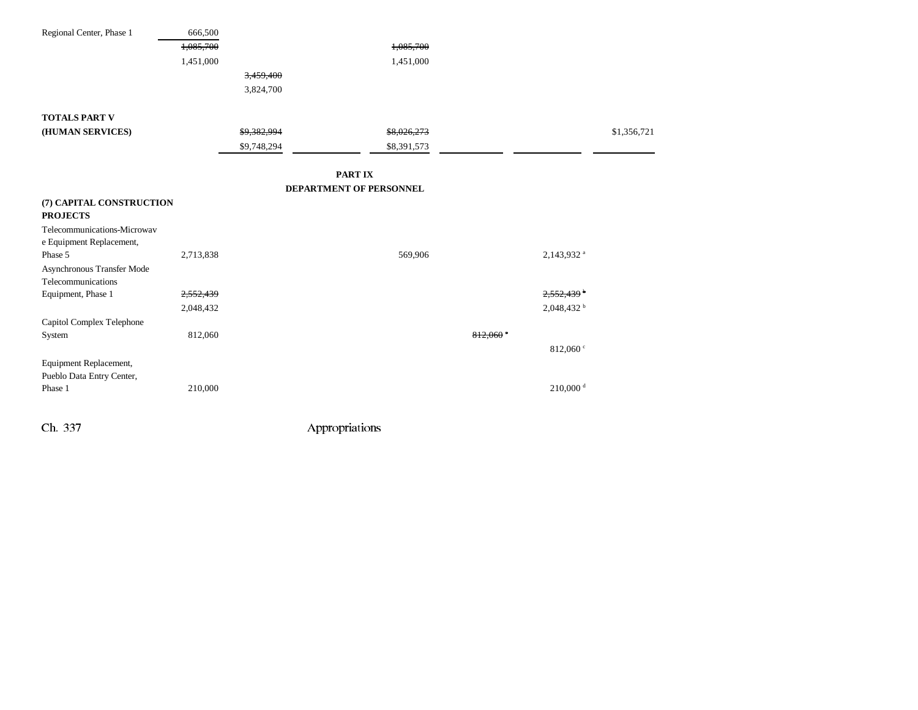| | | | | | | | |
|---|---|---|---|---|---|---|---|
| Regional Center, Phase 1 | 666,500 | | | | | | |
| | ~~1,085,700~~ | | | ~~1,085,700~~ | | | |
| | 1,451,000 | | | 1,451,000 | | | |
| | | ~~3,459,400~~ | | | | | |
| | | 3,824,700 | | | | | |
| **TOTALS PART V (HUMAN SERVICES)** | | ~~$9,382,994~~ | | ~~$8,026,273~~ | | | $1,356,721 |
| | | $9,748,294 | | $8,391,573 | | | |

## PART IX
## DEPARTMENT OF PERSONNEL

| | | | | | | | |
|---|---|---|---|---|---|---|---|
| **(7) CAPITAL CONSTRUCTION PROJECTS** | | | | | | | |
| Telecommunications-Microwave Equipment Replacement, Phase 5 | 2,713,838 | | | 569,906 | | 2,143,932 [a] | |
| Asynchronous Transfer Mode Telecommunications Equipment, Phase 1 | ~~2,552,439~~ | | | | | ~~2,552,439~~ [b] | |
| | 2,048,432 | | | | | 2,048,432 [b] | |
| Capitol Complex Telephone System | 812,060 | | | | ~~812,060~~ [c] | | |
| | | | | | | 812,060 [c] | |
| Equipment Replacement, Pueblo Data Entry Center, Phase 1 | 210,000 | | | | | 210,000 [d] | |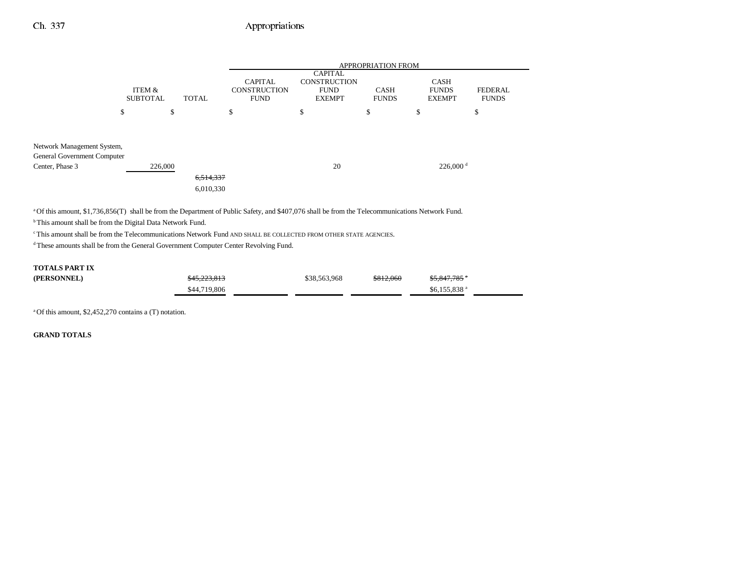| | ITEM & SUBTOTAL | TOTAL | CAPITAL CONSTRUCTION FUND | CAPITAL CONSTRUCTION FUND EXEMPT | CASH FUNDS | CASH FUNDS EXEMPT | FEDERAL FUNDS |
|---|---|---|---|---|---|---|---|
| | | | APPROPRIATION FROM | | | | |
| | $ | $ | $ | $ | $ | $ | $ |
| Network Management System, General Government Computer Center, Phase 3 | 226,000 | | | 20 | | 226,000 [d] | |
| | | ~~6,514,337~~ | | | | | |
| | | 6,010,330 | | | | | |

[a] Of this amount, $1,736,856(T) shall be from the Department of Public Safety, and $407,076 shall be from the Telecommunications Network Fund.

[b] This amount shall be from the Digital Data Network Fund.

[c] This amount shall be from the Telecommunications Network Fund AND SHALL BE COLLECTED FROM OTHER STATE AGENCIES.

[d] These amounts shall be from the General Government Computer Center Revolving Fund.

| | ITEM & SUBTOTAL | TOTAL | CAPITAL CONSTRUCTION FUND | CAPITAL CONSTRUCTION FUND EXEMPT | CASH FUNDS | CASH FUNDS EXEMPT | FEDERAL FUNDS |
|---|---|---|---|---|---|---|---|
| **TOTALS PART IX (PERSONNEL)** | | ~~$45,223,813~~ | | $38,563,968 | ~~$812,060~~ | ~~$5,847,785 [a]~~ | |
| | | $44,719,806 | | | | $6,155,838 [a] | |

[a] Of this amount, $2,452,270 contains a (T) notation.

**GRAND TOTALS**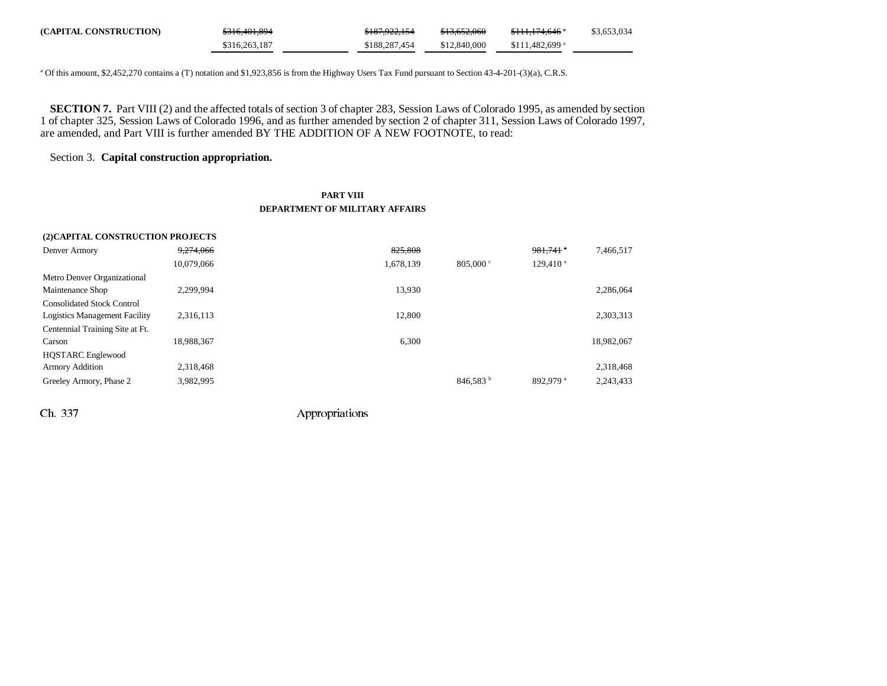| (CAPITAL CONSTRUCTION) | ~~$316,401,894~~ | | ~~$187,922,154~~ | ~~$13,652,060~~ | ~~$111,174,646~~ [a] | $3,653,034 |
|---|---|---|---|---|---|---|
| | $316,263,187 | | $188,287,454 | $12,840,000 | $111,482,699 [a] | |

[a] Of this amount, $2,452,270 contains a (T) notation and $1,923,856 is from the Highway Users Tax Fund pursuant to Section 43-4-201-(3)(a), C.R.S.

**SECTION 7.** Part VIII (2) and the affected totals of section 3 of chapter 283, Session Laws of Colorado 1995, as amended by section 1 of chapter 325, Session Laws of Colorado 1996, and as further amended by section 2 of chapter 311, Session Laws of Colorado 1997, are amended, and Part VIII is further amended BY THE ADDITION OF A NEW FOOTNOTE, to read:

Section 3. **Capital construction appropriation.**

**PART VIII**
**DEPARTMENT OF MILITARY AFFAIRS**

| (2)CAPITAL CONSTRUCTION PROJECTS | | | | | | |
|---|---|---|---|---|---|---|
| Denver Armory | ~~9,274,066~~ | | ~~825,808~~ | | ~~981,741~~ [a] | 7,466,517 |
| | 10,079,066 | | 1,678,139 | 805,000 [c] | 129,410 [a] | |
| Metro Denver Organizational Maintenance Shop | 2,299,994 | | 13,930 | | | 2,286,064 |
| Consolidated Stock Control Logistics Management Facility | 2,316,113 | | 12,800 | | | 2,303,313 |
| Centennial Training Site at Ft. Carson | 18,988,367 | | 6,300 | | | 18,982,067 |
| HQSTARC Englewood Armory Addition | 2,318,468 | | | | | 2,318,468 |
| Greeley Armory, Phase 2 | 3,982,995 | | | 846,583 [b] | 892,979 [a] | 2,243,433 |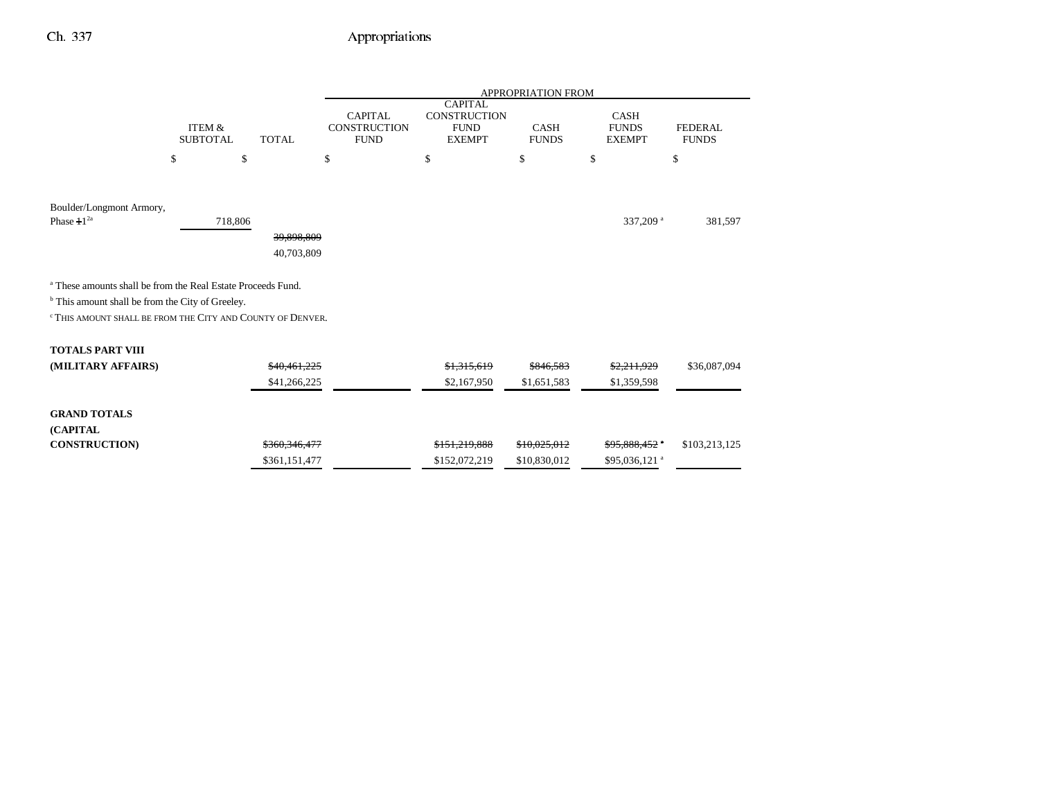| | ITEM & SUBTOTAL | TOTAL | CAPITAL CONSTRUCTION FUND | CAPITAL CONSTRUCTION FUND EXEMPT | CASH FUNDS | CASH FUNDS EXEMPT | FEDERAL FUNDS |
|---|---|---|---|---|---|---|---|
| | | | APPROPRIATION FROM | | | | |
| | $ | $ | $ | $ | $ | $ | $ |
| Boulder/Longmont Armory, Phase ~~1~~ 1[2a] | 718,806 | | | | | 337,209 [a] | 381,597 |
| | | ~~39,898,809~~ 40,703,809 | | | | | |

[a] These amounts shall be from the Real Estate Proceeds Fund.

[b] This amount shall be from the City of Greeley.

[c] THIS AMOUNT SHALL BE FROM THE CITY AND COUNTY OF DENVER.

| | ITEM & SUBTOTAL | TOTAL | CAPITAL CONSTRUCTION FUND | CAPITAL CONSTRUCTION FUND EXEMPT | CASH FUNDS | CASH FUNDS EXEMPT | FEDERAL FUNDS |
|---|---|---|---|---|---|---|---|
| **TOTALS PART VIII (MILITARY AFFAIRS)** | | ~~$40,461,225~~ $41,266,225 | | ~~$1,315,619~~ $2,167,950 | ~~$846,583~~ $1,651,583 | ~~$2,211,929~~ $1,359,598 | $36,087,094 |
| **GRAND TOTALS (CAPITAL CONSTRUCTION)** | | ~~$360,346,477~~ $361,151,477 | | ~~$151,219,888~~ $152,072,219 | ~~$10,025,012~~ $10,830,012 | ~~$95,888,452~~ [a] $95,036,121 [a] | $103,213,125 |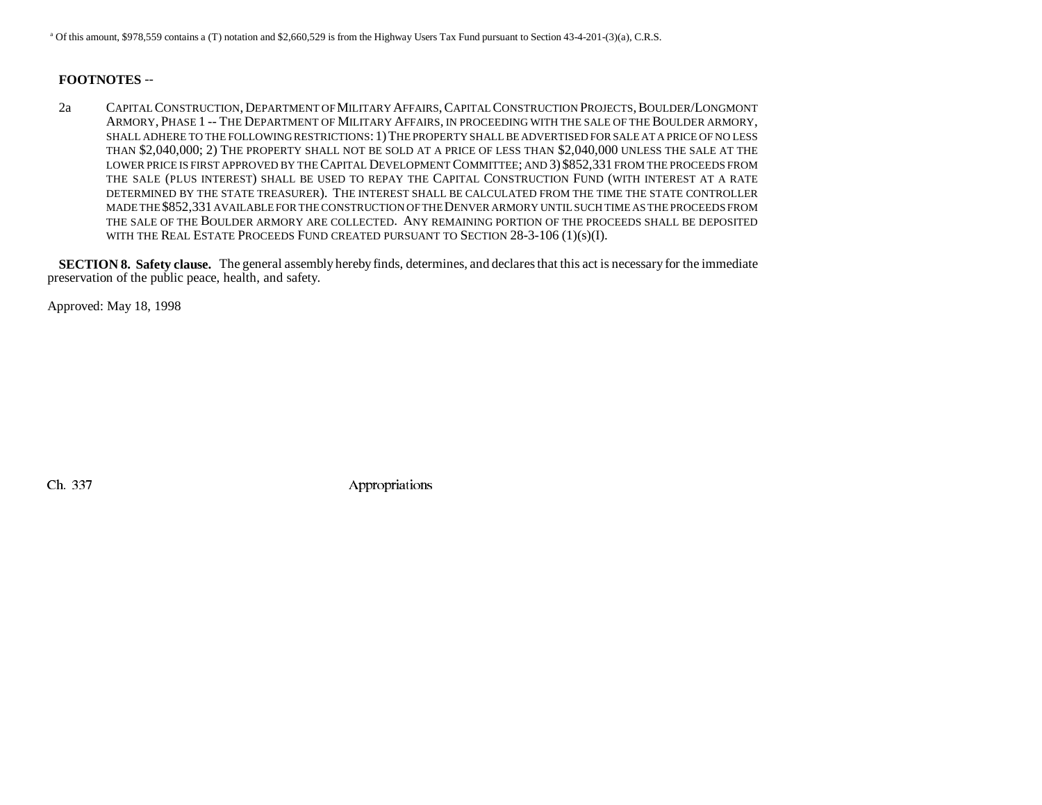[a] Of this amount, $978,559 contains a (T) notation and $2,660,529 is from the Highway Users Tax Fund pursuant to Section 43-4-201-(3)(a), C.R.S.

**FOOTNOTES** --

2a CAPITAL CONSTRUCTION, DEPARTMENT OF MILITARY AFFAIRS, CAPITAL CONSTRUCTION PROJECTS, BOULDER/LONGMONT ARMORY, PHASE 1 -- THE DEPARTMENT OF MILITARY AFFAIRS, IN PROCEEDING WITH THE SALE OF THE BOULDER ARMORY, SHALL ADHERE TO THE FOLLOWING RESTRICTIONS: 1) THE PROPERTY SHALL BE ADVERTISED FOR SALE AT A PRICE OF NO LESS THAN $2,040,000; 2) THE PROPERTY SHALL NOT BE SOLD AT A PRICE OF LESS THAN $2,040,000 UNLESS THE SALE AT THE LOWER PRICE IS FIRST APPROVED BY THE CAPITAL DEVELOPMENT COMMITTEE; AND 3) $852,331 FROM THE PROCEEDS FROM THE SALE (PLUS INTEREST) SHALL BE USED TO REPAY THE CAPITAL CONSTRUCTION FUND (WITH INTEREST AT A RATE DETERMINED BY THE STATE TREASURER). THE INTEREST SHALL BE CALCULATED FROM THE TIME THE STATE CONTROLLER MADE THE $852,331 AVAILABLE FOR THE CONSTRUCTION OF THE DENVER ARMORY UNTIL SUCH TIME AS THE PROCEEDS FROM THE SALE OF THE BOULDER ARMORY ARE COLLECTED. ANY REMAINING PORTION OF THE PROCEEDS SHALL BE DEPOSITED WITH THE REAL ESTATE PROCEEDS FUND CREATED PURSUANT TO SECTION 28-3-106 (1)(s)(I).

**SECTION 8. Safety clause.** The general assembly hereby finds, determines, and declares that this act is necessary for the immediate preservation of the public peace, health, and safety.

Approved: May 18, 1998